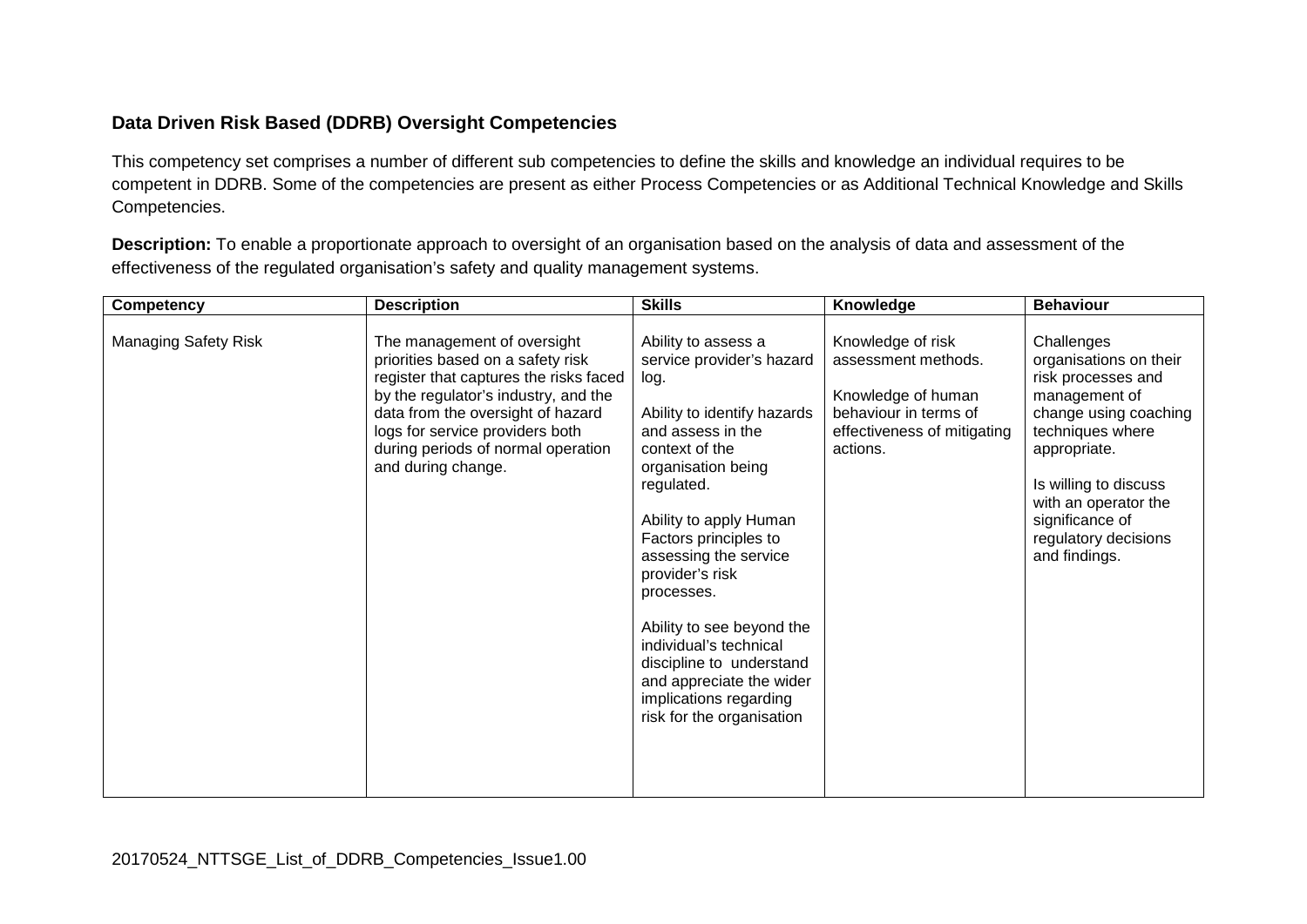## Data Driven Risk Based (DDRB) Oversight Competencies

This competency set comprises a number of different sub competencies to define the skills and knowledge an individual requires to be competent in DDRB. Some of the competencies are present as either Process Competencies or as Additional Technical Knowledge and Skills Competencies.

**Description:** To enable a proportionate approach to oversight of an organisation based on the analysis of data and assessment of the effectiveness of the regulated organisation's safety and quality management systems.

| Competency | Description | Skills | Knowledge | Behaviour |
|---|---|---|---|---|
| Managing Safety Risk | The management of oversight priorities based on a safety risk register that captures the risks faced by the regulator's industry, and the data from the oversight of hazard logs for service providers both during periods of normal operation and during change. | Ability to assess a service provider's hazard log.<br><br>Ability to identify hazards and assess in the context of the organisation being regulated.<br><br>Ability to apply Human Factors principles to assessing the service provider's risk processes.<br><br>Ability to see beyond the individual's technical discipline to understand and appreciate the wider implications regarding risk for the organisation | Knowledge of risk assessment methods.<br><br>Knowledge of human behaviour in terms of effectiveness of mitigating actions. | Challenges organisations on their risk processes and management of change using coaching techniques where appropriate.<br><br>Is willing to discuss with an operator the significance of regulatory decisions and findings. |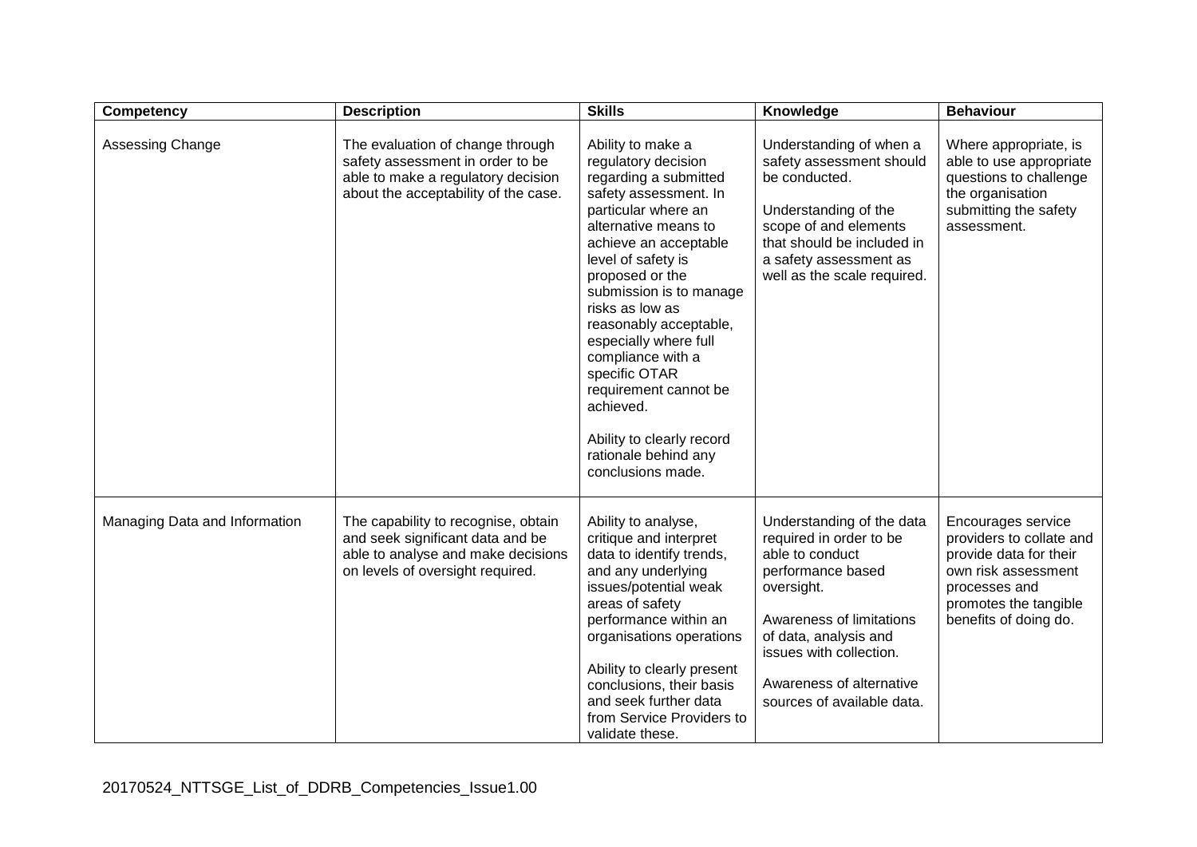| Competency | Description | Skills | Knowledge | Behaviour |
|---|---|---|---|---|
| Assessing Change | The evaluation of change through safety assessment in order to be able to make a regulatory decision about the acceptability of the case. | Ability to make a regulatory decision regarding a submitted safety assessment. In particular where an alternative means to achieve an acceptable level of safety is proposed or the submission is to manage risks as low as reasonably acceptable, especially where full compliance with a specific OTAR requirement cannot be achieved.<br><br>Ability to clearly record rationale behind any conclusions made. | Understanding of when a safety assessment should be conducted.<br><br>Understanding of the scope of and elements that should be included in a safety assessment as well as the scale required. | Where appropriate, is able to use appropriate questions to challenge the organisation submitting the safety assessment. |
| Managing Data and Information | The capability to recognise, obtain and seek significant data and be able to analyse and make decisions on levels of oversight required. | Ability to analyse, critique and interpret data to identify trends, and any underlying issues/potential weak areas of safety performance within an organisations operations<br><br>Ability to clearly present conclusions, their basis and seek further data from Service Providers to validate these. | Understanding of the data required in order to be able to conduct performance based oversight.<br><br>Awareness of limitations of data, analysis and issues with collection.<br><br>Awareness of alternative sources of available data. | Encourages service providers to collate and provide data for their own risk assessment processes and promotes the tangible benefits of doing do. |

20170524_NTTSGE_List_of_DDRB_Competencies_Issue1.00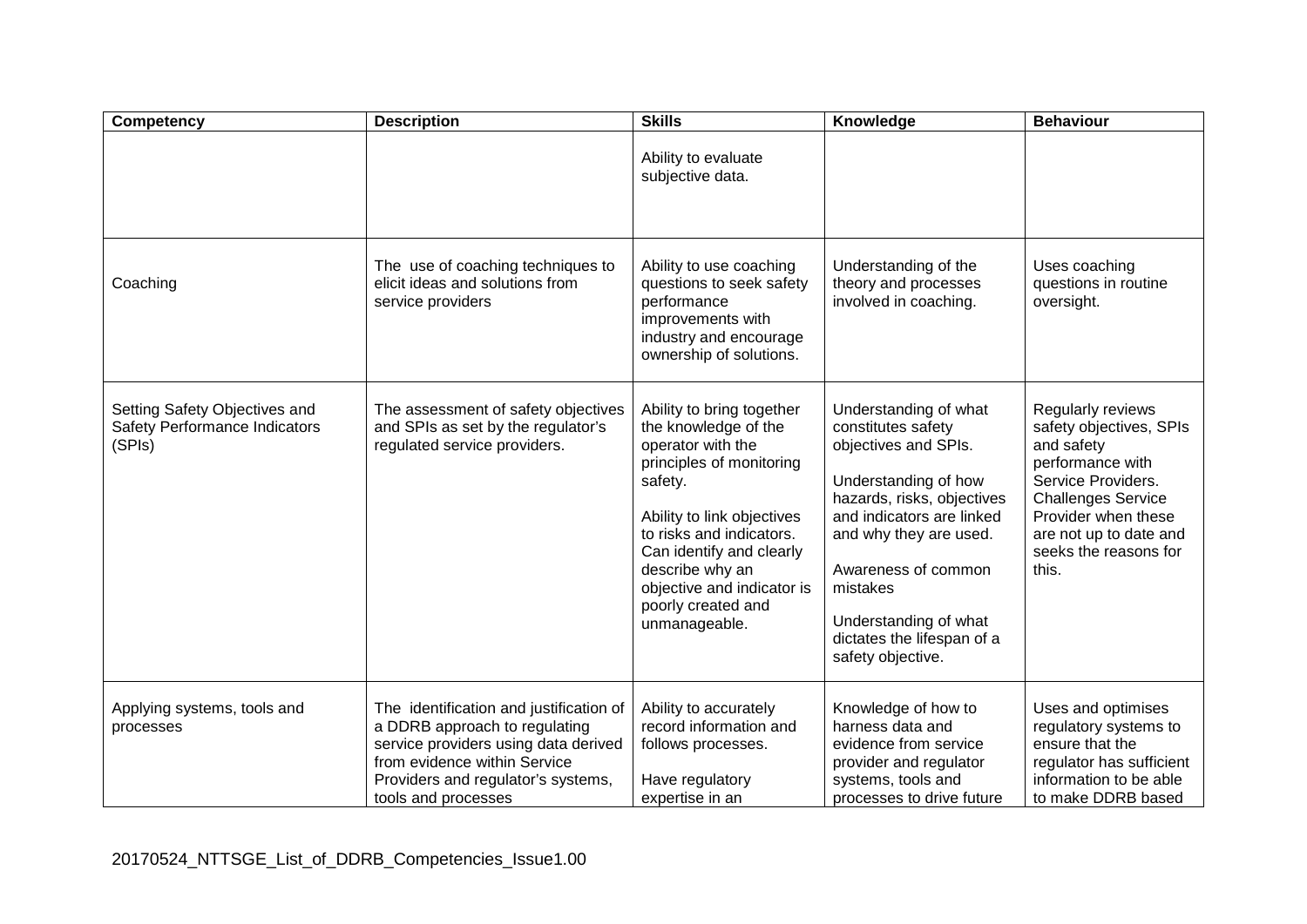| Competency | Description | Skills | Knowledge | Behaviour |
|---|---|---|---|---|
| | | Ability to evaluate subjective data. | | |
| Coaching | The use of coaching techniques to elicit ideas and solutions from service providers | Ability to use coaching questions to seek safety performance improvements with industry and encourage ownership of solutions. | Understanding of the theory and processes involved in coaching. | Uses coaching questions in routine oversight. |
| Setting Safety Objectives and Safety Performance Indicators (SPIs) | The assessment of safety objectives and SPIs as set by the regulator's regulated service providers. | Ability to bring together the knowledge of the operator with the principles of monitoring safety.<br><br>Ability to link objectives to risks and indicators. Can identify and clearly describe why an objective and indicator is poorly created and unmanageable. | Understanding of what constitutes safety objectives and SPIs.<br><br>Understanding of how hazards, risks, objectives and indicators are linked and why they are used.<br><br>Awareness of common mistakes<br><br>Understanding of what dictates the lifespan of a safety objective. | Regularly reviews safety objectives, SPIs and safety performance with Service Providers. Challenges Service Provider when these are not up to date and seeks the reasons for this. |
| Applying systems, tools and processes | The identification and justification of a DDRB approach to regulating service providers using data derived from evidence within Service Providers and regulator's systems, tools and processes | Ability to accurately record information and follows processes.<br><br>Have regulatory expertise in an | Knowledge of how to harness data and evidence from service provider and regulator systems, tools and processes to drive future | Uses and optimises regulatory systems to ensure that the regulator has sufficient information to be able to make DDRB based |

20170524_NTTSGE_List_of_DDRB_Competencies_Issue1.00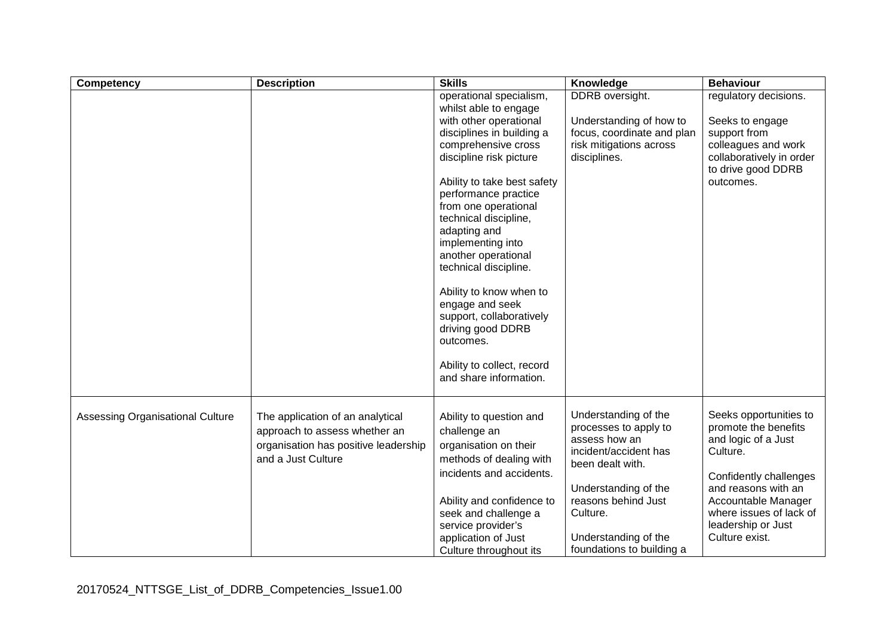| Competency | Description | Skills | Knowledge | Behaviour |
|---|---|---|---|---|
| | | operational specialism, whilst able to engage with other operational disciplines in building a comprehensive cross discipline risk picture<br><br>Ability to take best safety performance practice from one operational technical discipline, adapting and implementing into another operational technical discipline.<br><br>Ability to know when to engage and seek support, collaboratively driving good DDRB outcomes.<br><br>Ability to collect, record and share information. | DDRB oversight.<br><br>Understanding of how to focus, coordinate and plan risk mitigations across disciplines. | regulatory decisions.<br><br>Seeks to engage support from colleagues and work collaboratively in order to drive good DDRB outcomes. |
| Assessing Organisational Culture | The application of an analytical approach to assess whether an organisation has positive leadership and a Just Culture | Ability to question and challenge an organisation on their methods of dealing with incidents and accidents.<br><br>Ability and confidence to seek and challenge a service provider's application of Just Culture throughout its | Understanding of the processes to apply to assess how an incident/accident has been dealt with.<br><br>Understanding of the reasons behind Just Culture.<br><br>Understanding of the foundations to building a | Seeks opportunities to promote the benefits and logic of a Just Culture.<br><br>Confidently challenges and reasons with an Accountable Manager where issues of lack of leadership or Just Culture exist. |

20170524_NTTSGE_List_of_DDRB_Competencies_Issue1.00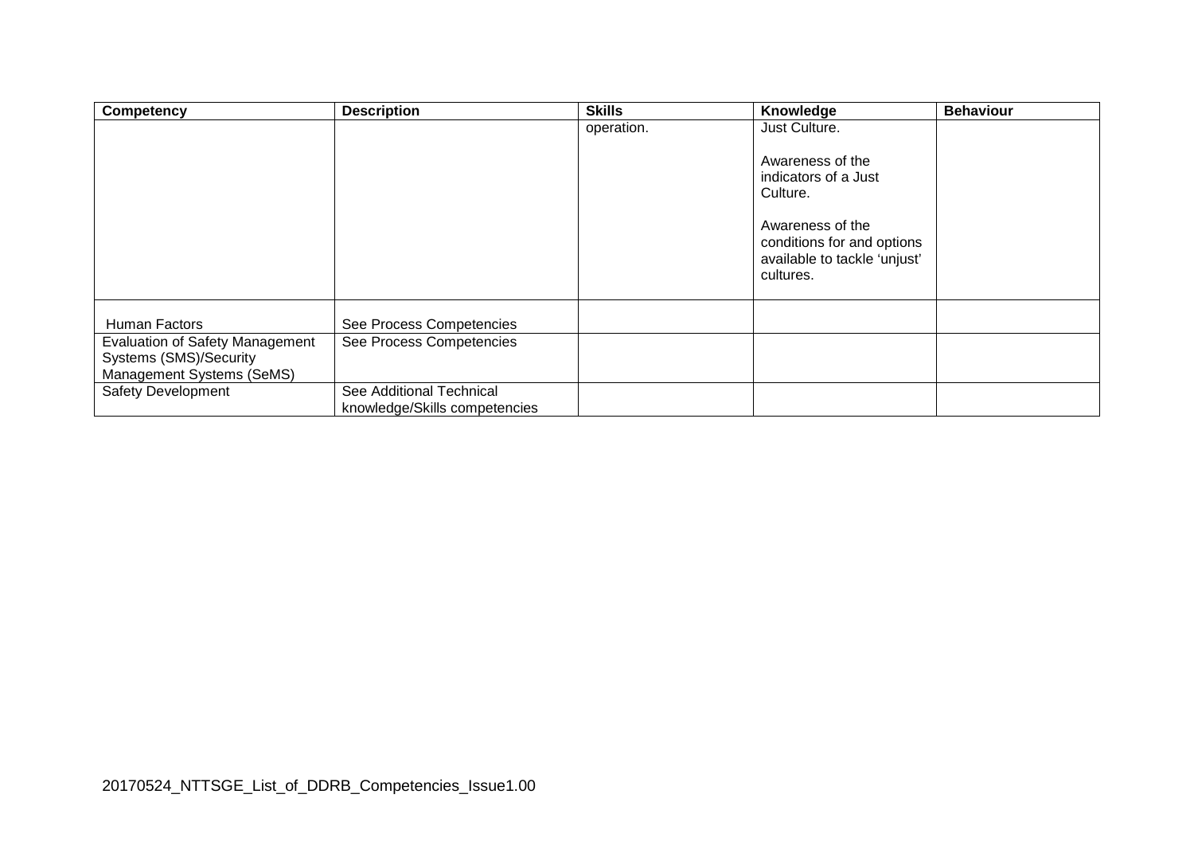| Competency | Description | Skills | Knowledge | Behaviour |
|---|---|---|---|---|
| | | operation. | Just Culture.<br><br>Awareness of the indicators of a Just Culture.<br><br>Awareness of the conditions for and options available to tackle 'unjust' cultures. | |
| Human Factors | See Process Competencies | | | |
| Evaluation of Safety Management Systems (SMS)/Security Management Systems (SeMS) | See Process Competencies | | | |
| Safety Development | See Additional Technical knowledge/Skills competencies | | | |